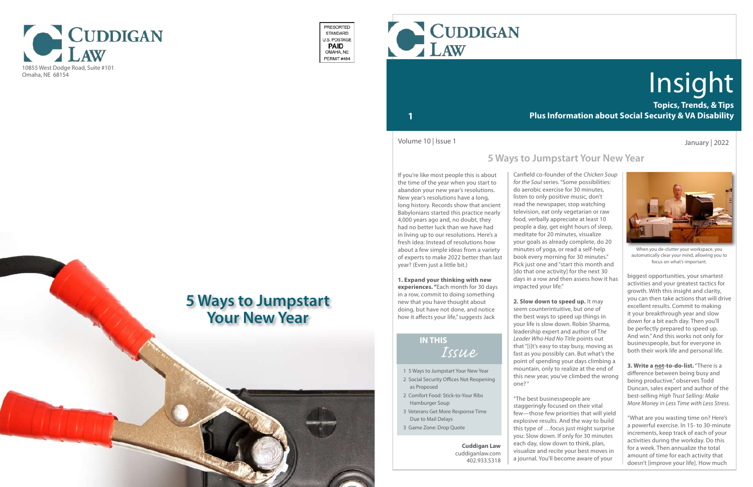# Cuddigan Law

10855 West Dodge Road, Suite #101
Omaha, NE 68154

PRESORTED STANDARD U.S. POSTAGE **PAID** OMAHA, NE PERMIT #484

## 5 Ways to Jumpstart Your New Year

# Cuddigan Law

# Insight

**Topics, Trends, & Tips**
**Plus Information about Social Security & VA Disability**

Volume 10 | Issue 1 — January | 2022

## 5 Ways to Jumpstart Your New Year

If you're like most people this is about the time of the year when you start to abandon your new year's resolutions. New year's resolutions have a long, long history. Records show that ancient Babylonians started this practice nearly 4,000 years ago and, no doubt, they had no better luck than we have had in living up to our resolutions. Here's a fresh idea: Instead of resolutions how about a few simple ideas from a variety of experts to make 2022 better than last year? (Even just a little bit.)

**1. Expand your thinking with new experiences.** "Each month for 30 days in a row, commit to doing something new that you have thought about doing, but have not done, and notice how it affects your life," suggests Jack Canfield co-founder of the *Chicken Soup for the Soul* series. "Some possibilities: do aerobic exercise for 30 minutes, listen to only positive music, don't read the newspaper, stop watching television, eat only vegetarian or raw food, verbally appreciate at least 10 people a day, get eight hours of sleep, meditate for 20 minutes, visualize your goals as already complete, do 20 minutes of yoga, or read a self-help book every morning for 30 minutes." Pick just one and "start this month and [do that one activity] for the next 30 days in a row and then assess how it has impacted your life."

**2. Slow down to speed up.** It may seem counterintuitive, but one of the best ways to speed up things in your life is slow down. Robin Sharma, leadership expert and author of T*he Leader Who Had No Title* points out that "[i]t's easy to stay busy, moving as fast as you possibly can. But what's the point of spending your days climbing a mountain, only to realize at the end of this new year, you've climbed the wrong one?"

"The best businesspeople are staggeringly focused on their vital few—those few priorities that will yield explosive results. And the way to build this type of …focus just might surprise you: Slow down. If only for 30 minutes each day, slow down to think, plan, visualize and recite your best moves in a journal. You'll become aware of your biggest opportunities, your smartest activities and your greatest tactics for growth. With this insight and clarity, you can then take actions that will drive excellent results. Commit to making it your breakthrough year and slow down for a bit each day. Then you'll be perfectly prepared to speed up. And win." And this works not only for businesspeople, but for everyone in both their work life and personal life.

When you de-clutter your workspace, you automatically clear your mind, allowing you to focus on what's important.

**3. Write a not-to-do-list.** "There is a difference between being busy and being productive," observes Todd Duncan, sales expert and author of the best-selling *High Trust Selling: Make More Money in Less Time with Less Stress.*

"What are you wasting time on? Here's a powerful exercise. In 15- to 30-minute increments, keep track of each of your activities during the workday. Do this for a week. Then annualize the total amount of time for each activity that doesn't [improve your life]. How much

### IN THIS *Issue*

- 1 5 Ways to Jumpstart Your New Year
- 2 Social Security Offices Not Reopening as Proposed
- 2 Comfort Food: Stick-to-Your Ribs Hamburger Soup
- 3 Veterans Get More Response Time Due to Mail Delays
- 3 Game Zone: Drop Quote

**Cuddigan Law**
cuddiganlaw.com
402.933.5318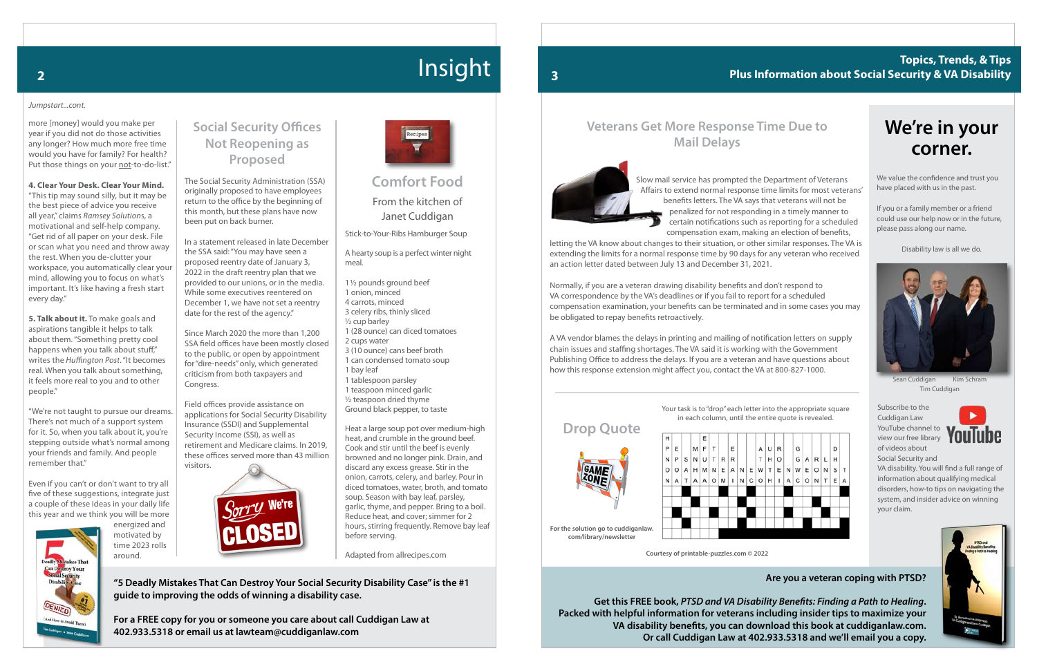# Insight

*Jumpstart...cont.*

more [money] would you make per year if you did not do those activities any longer? How much more free time would you have for family? For health? Put those things on your not-to-do-list."

**4. Clear Your Desk. Clear Your Mind.** "This tip may sound silly, but it may be the best piece of advice you receive all year," claims *Ramsey Solutions*, a motivational and self-help company. "Get rid of all paper on your desk. File or scan what you need and throw away the rest. When you de-clutter your workspace, you automatically clear your mind, allowing you to focus on what's important. It's like having a fresh start every day."

**5. Talk about it.** To make goals and aspirations tangible it helps to talk about them. "Something pretty cool happens when you talk about stuff," writes the *Huffington Post*. "It becomes real. When you talk about something, it feels more real to you and to other people."

"We're not taught to pursue our dreams. There's not much of a support system for it. So, when you talk about it, you're stepping outside what's normal among your friends and family. And people remember that."

Even if you can't or don't want to try all five of these suggestions, integrate just a couple of these ideas in your daily life this year and we think you will be more energized and motivated by time 2023 rolls around.

## Social Security Offices Not Reopening as Proposed

The Social Security Administration (SSA) originally proposed to have employees return to the office by the beginning of this month, but these plans have now been put on back burner.

In a statement released in late December the SSA said: "You may have seen a proposed reentry date of January 3, 2022 in the draft reentry plan that we provided to our unions, or in the media. While some executives reentered on December 1, we have not set a reentry date for the rest of the agency."

Since March 2020 the more than 1,200 SSA field offices have been mostly closed to the public, or open by appointment for "dire-needs" only, which generated criticism from both taxpayers and Congress.

Field offices provide assistance on applications for Social Security Disability Insurance (SSDI) and Supplemental Security Income (SSI), as well as retirement and Medicare claims. In 2019, these offices served more than 43 million visitors.

## Comfort Food

From the kitchen of Janet Cuddigan

Stick-to-Your-Ribs Hamburger Soup

A hearty soup is a perfect winter night meal.

1½ pounds ground beef
1 onion, minced
4 carrots, minced
3 celery ribs, thinly sliced
½ cup barley
1 (28 ounce) can diced tomatoes
2 cups water
3 (10 ounce) cans beef broth
1 can condensed tomato soup
1 bay leaf
1 tablespoon parsley
1 teaspoon minced garlic
½ teaspoon dried thyme
Ground black pepper, to taste

Heat a large soup pot over medium-high heat, and crumble in the ground beef. Cook and stir until the beef is evenly browned and no longer pink. Drain, and discard any excess grease. Stir in the onion, carrots, celery, and barley. Pour in diced tomatoes, water, broth, and tomato soup. Season with bay leaf, parsley, garlic, thyme, and pepper. Bring to a boil. Reduce heat, and cover; simmer for 2 hours, stirring frequently. Remove bay leaf before serving.

Adapted from allrecipes.com

**"5 Deadly Mistakes That Can Destroy Your Social Security Disability Case" is the #1 guide to improving the odds of winning a disability case.**

**For a FREE copy for you or someone you care about call Cuddigan Law at 402.933.5318 or email us at lawteam@cuddiganlaw.com**

# Topics, Trends, & Tips Plus Information about Social Security & VA Disability

## Veterans Get More Response Time Due to Mail Delays

Slow mail service has prompted the Department of Veterans Affairs to extend normal response time limits for most veterans' benefits letters. The VA says that veterans will not be penalized for not responding in a timely manner to certain notifications such as reporting for a scheduled compensation exam, making an election of benefits, letting the VA know about changes to their situation, or other similar responses. The VA is extending the limits for a normal response time by 90 days for any veteran who received an action letter dated between July 13 and December 31, 2021.

Normally, if you are a veteran drawing disability benefits and don't respond to VA correspondence by the VA's deadlines or if you fail to report for a scheduled compensation examination, your benefits can be terminated and in some cases you may be obligated to repay benefits retroactively.

A VA vendor blames the delays in printing and mailing of notification letters on supply chain issues and staffing shortages. The VA said it is working with the Government Publishing Office to address the delays. If you are a veteran and have questions about how this response extension might affect you, contact the VA at 800-827-1000.

## Drop Quote

Your task is to "drop" each letter into the appropriate square in each column, until the entire quote is revealed.

| | | | | | | | | | | | | | | | | | | | | |
|---|---|---|---|---|---|---|---|---|---|---|---|---|---|---|---|---|---|---|---|---|
| H | | | E | | | | | | | A | U | R | | G | | | | D | | |
| P | E | | M | F | T | | E | | | | T | H | O | | G | A | R | L | H | |
| N | P | S | N | U | T | R | R | | | | | | | | | | | | | |
| O | O | A | H | M | N | E | A | N | E | W | T | E | N | W | E | O | N | S | T | |
| N | A | T | A | A | O | M | I | N | C | O | H | I | A | C | O | N | T | E | A | |

For the solution go to cuddiganlaw.com/library/newsletter

Courtesy of printable-puzzles.com © 2022

## We're in your corner.

We value the confidence and trust you have placed with us in the past.

If you or a family member or a friend could use our help now or in the future, please pass along our name.

Disability law is all we do.

Sean Cuddigan Kim Schram
Tim Cuddigan

Subscribe to the Cuddigan Law YouTube channel to view our free library of videos about Social Security and VA disability. You will find a full range of information about qualifying medical disorders, how-to tips on navigating the system, and insider advice on winning your claim.

**Are you a veteran coping with PTSD?**

**Get this FREE book, *PTSD and VA Disability Benefits: Finding a Path to Healing*. Packed with helpful information for veterans including insider tips to maximize your VA disability benefits, you can download this book at cuddiganlaw.com. Or call Cuddigan Law at 402.933.5318 and we'll email you a copy.**